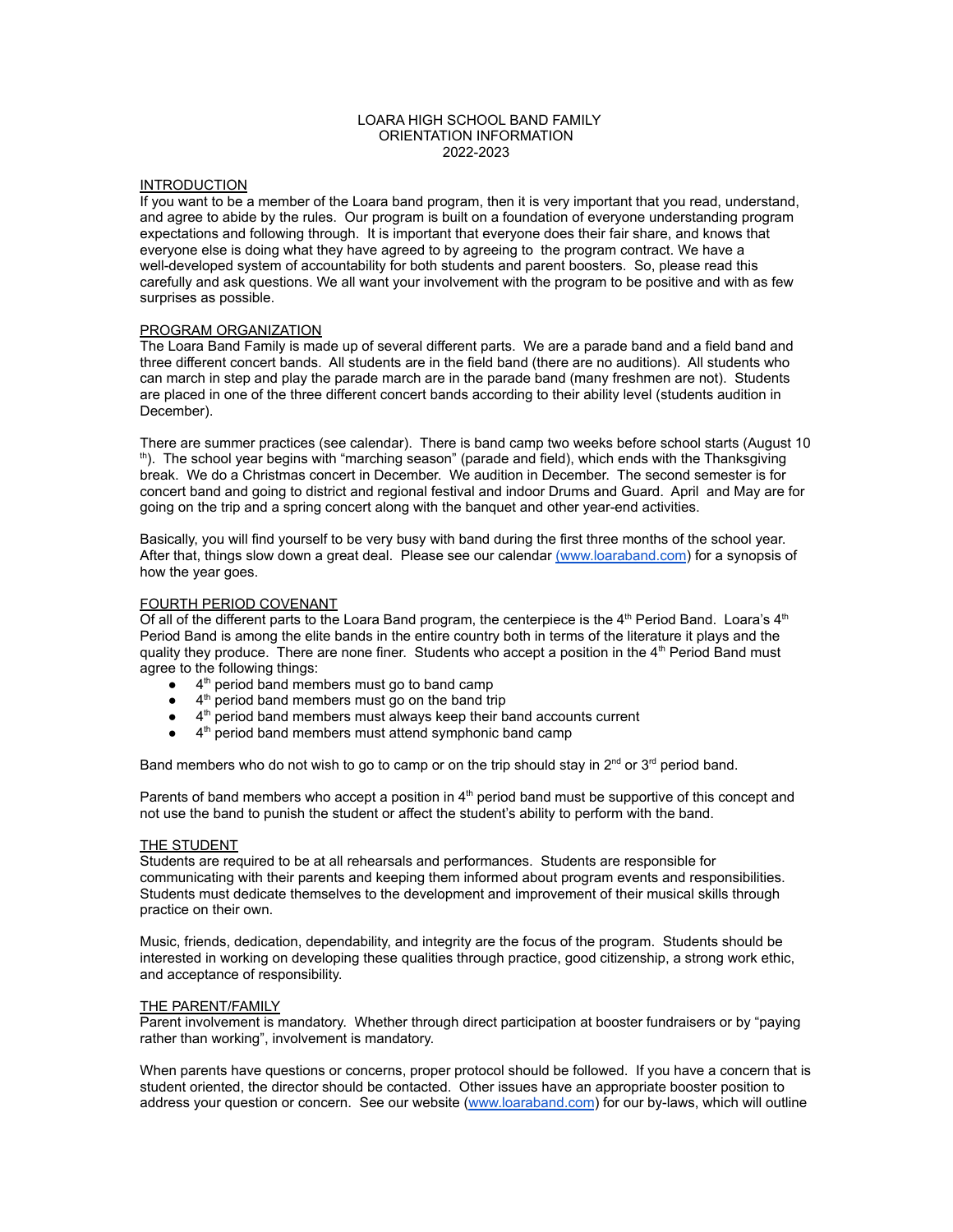# LOARA HIGH SCHOOL BAND FAMILY
## ORIENTATION INFORMATION
## 2022-2023

### INTRODUCTION

If you want to be a member of the Loara band program, then it is very important that you read, understand, and agree to abide by the rules. Our program is built on a foundation of everyone understanding program expectations and following through. It is important that everyone does their fair share, and knows that everyone else is doing what they have agreed to by agreeing to the program contract. We have a well-developed system of accountability for both students and parent boosters. So, please read this carefully and ask questions. We all want your involvement with the program to be positive and with as few surprises as possible.

### PROGRAM ORGANIZATION

The Loara Band Family is made up of several different parts. We are a parade band and a field band and three different concert bands. All students are in the field band (there are no auditions). All students who can march in step and play the parade march are in the parade band (many freshmen are not). Students are placed in one of the three different concert bands according to their ability level (students audition in December).

There are summer practices (see calendar). There is band camp two weeks before school starts (August 10th). The school year begins with "marching season" (parade and field), which ends with the Thanksgiving break. We do a Christmas concert in December. We audition in December. The second semester is for concert band and going to district and regional festival and indoor Drums and Guard. April and May are for going on the trip and a spring concert along with the banquet and other year-end activities.

Basically, you will find yourself to be very busy with band during the first three months of the school year. After that, things slow down a great deal. Please see our calendar (www.loaraband.com) for a synopsis of how the year goes.

### FOURTH PERIOD COVENANT

Of all of the different parts to the Loara Band program, the centerpiece is the 4th Period Band. Loara's 4th Period Band is among the elite bands in the entire country both in terms of the literature it plays and the quality they produce. There are none finer. Students who accept a position in the 4th Period Band must agree to the following things:

- 4th period band members must go to band camp
- 4th period band members must go on the band trip
- 4th period band members must always keep their band accounts current
- 4th period band members must attend symphonic band camp

Band members who do not wish to go to camp or on the trip should stay in 2nd or 3rd period band.

Parents of band members who accept a position in 4th period band must be supportive of this concept and not use the band to punish the student or affect the student's ability to perform with the band.

### THE STUDENT

Students are required to be at all rehearsals and performances. Students are responsible for communicating with their parents and keeping them informed about program events and responsibilities. Students must dedicate themselves to the development and improvement of their musical skills through practice on their own.

Music, friends, dedication, dependability, and integrity are the focus of the program. Students should be interested in working on developing these qualities through practice, good citizenship, a strong work ethic, and acceptance of responsibility.

### THE PARENT/FAMILY

Parent involvement is mandatory. Whether through direct participation at booster fundraisers or by "paying rather than working", involvement is mandatory.

When parents have questions or concerns, proper protocol should be followed. If you have a concern that is student oriented, the director should be contacted. Other issues have an appropriate booster position to address your question or concern. See our website (www.loaraband.com) for our by-laws, which will outline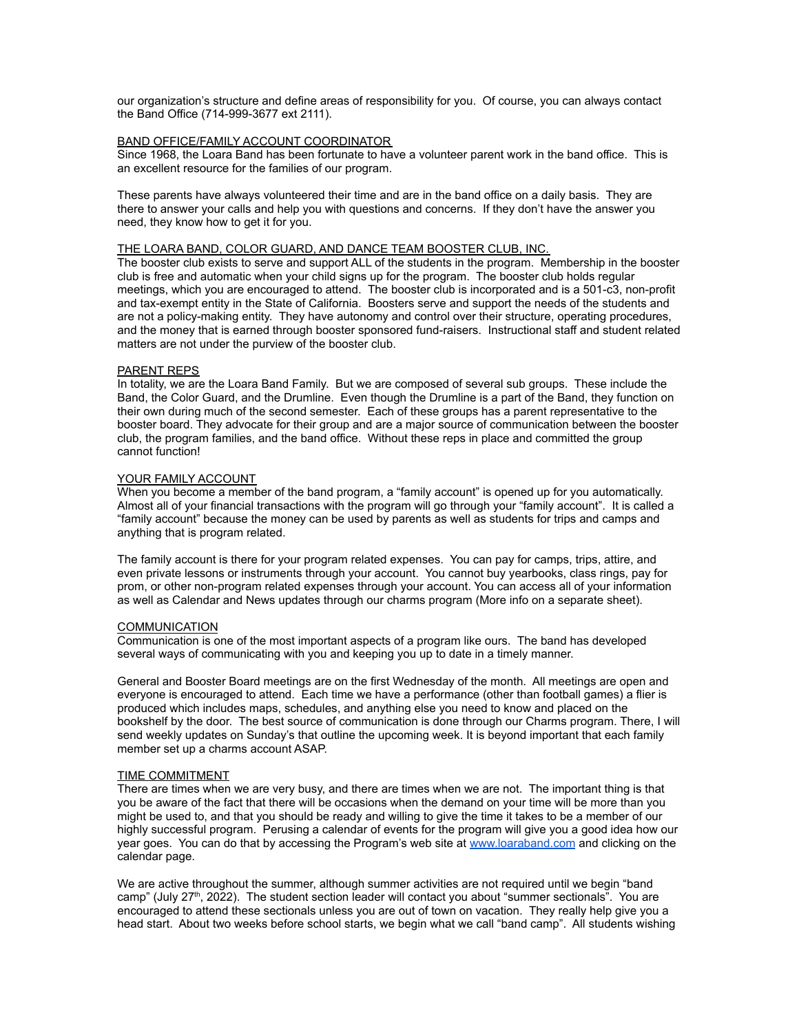our organization's structure and define areas of responsibility for you. Of course, you can always contact the Band Office (714-999-3677 ext 2111).

BAND OFFICE/FAMILY ACCOUNT COORDINATOR

Since 1968, the Loara Band has been fortunate to have a volunteer parent work in the band office. This is an excellent resource for the families of our program.

These parents have always volunteered their time and are in the band office on a daily basis. They are there to answer your calls and help you with questions and concerns. If they don't have the answer you need, they know how to get it for you.

THE LOARA BAND, COLOR GUARD, AND DANCE TEAM BOOSTER CLUB, INC.

The booster club exists to serve and support ALL of the students in the program. Membership in the booster club is free and automatic when your child signs up for the program. The booster club holds regular meetings, which you are encouraged to attend. The booster club is incorporated and is a 501-c3, non-profit and tax-exempt entity in the State of California. Boosters serve and support the needs of the students and are not a policy-making entity. They have autonomy and control over their structure, operating procedures, and the money that is earned through booster sponsored fund-raisers. Instructional staff and student related matters are not under the purview of the booster club.

PARENT REPS

In totality, we are the Loara Band Family. But we are composed of several sub groups. These include the Band, the Color Guard, and the Drumline. Even though the Drumline is a part of the Band, they function on their own during much of the second semester. Each of these groups has a parent representative to the booster board. They advocate for their group and are a major source of communication between the booster club, the program families, and the band office. Without these reps in place and committed the group cannot function!

YOUR FAMILY ACCOUNT

When you become a member of the band program, a "family account" is opened up for you automatically. Almost all of your financial transactions with the program will go through your "family account". It is called a "family account" because the money can be used by parents as well as students for trips and camps and anything that is program related.

The family account is there for your program related expenses. You can pay for camps, trips, attire, and even private lessons or instruments through your account. You cannot buy yearbooks, class rings, pay for prom, or other non-program related expenses through your account. You can access all of your information as well as Calendar and News updates through our charms program (More info on a separate sheet).

COMMUNICATION

Communication is one of the most important aspects of a program like ours. The band has developed several ways of communicating with you and keeping you up to date in a timely manner.

General and Booster Board meetings are on the first Wednesday of the month. All meetings are open and everyone is encouraged to attend. Each time we have a performance (other than football games) a flier is produced which includes maps, schedules, and anything else you need to know and placed on the bookshelf by the door. The best source of communication is done through our Charms program. There, I will send weekly updates on Sunday's that outline the upcoming week. It is beyond important that each family member set up a charms account ASAP.

TIME COMMITMENT

There are times when we are very busy, and there are times when we are not. The important thing is that you be aware of the fact that there will be occasions when the demand on your time will be more than you might be used to, and that you should be ready and willing to give the time it takes to be a member of our highly successful program. Perusing a calendar of events for the program will give you a good idea how our year goes. You can do that by accessing the Program's web site at [www.loaraband.com](http://www.loaraband.com) and clicking on the calendar page.

We are active throughout the summer, although summer activities are not required until we begin "band camp" (July 27th, 2022). The student section leader will contact you about "summer sectionals". You are encouraged to attend these sectionals unless you are out of town on vacation. They really help give you a head start. About two weeks before school starts, we begin what we call "band camp". All students wishing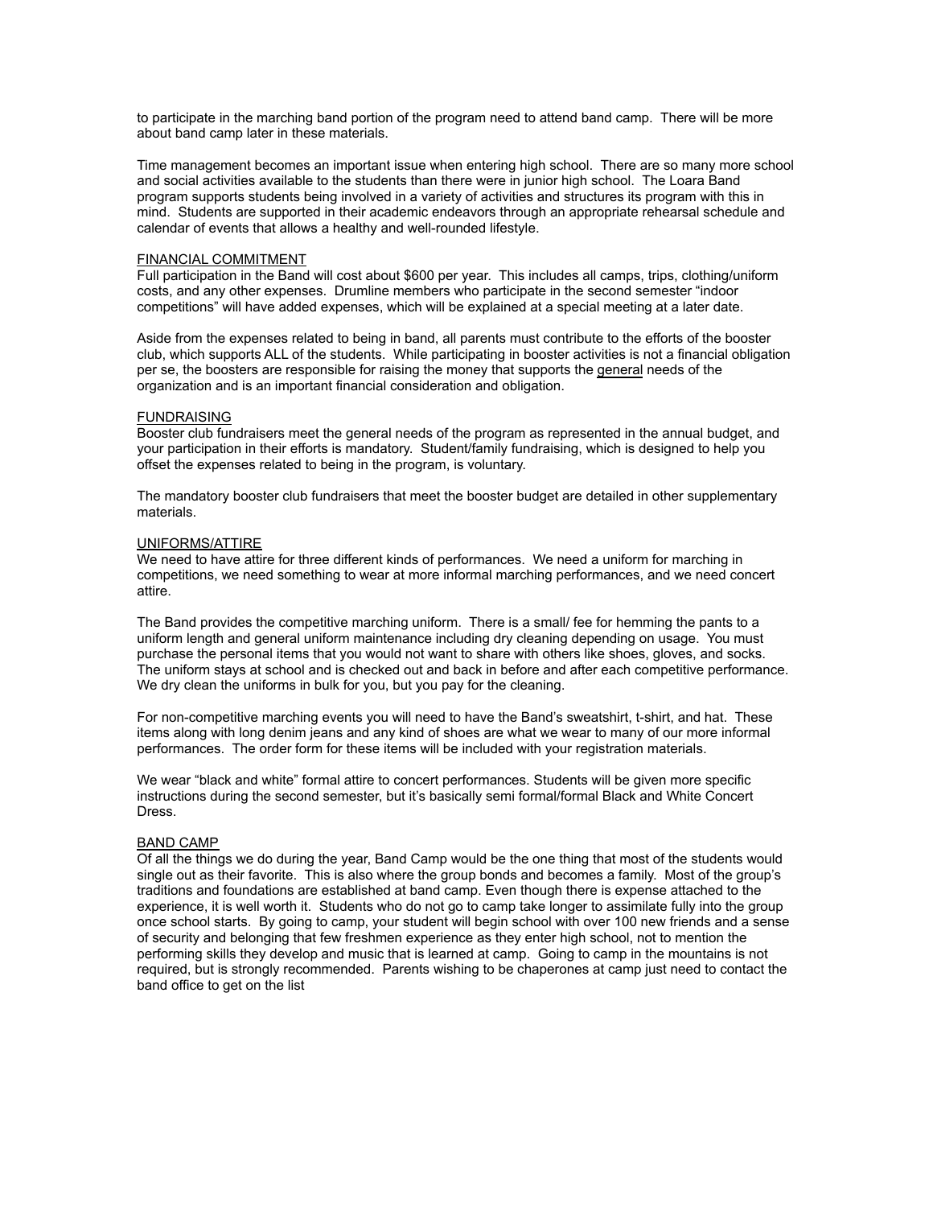to participate in the marching band portion of the program need to attend band camp. There will be more about band camp later in these materials.

Time management becomes an important issue when entering high school. There are so many more school and social activities available to the students than there were in junior high school. The Loara Band program supports students being involved in a variety of activities and structures its program with this in mind. Students are supported in their academic endeavors through an appropriate rehearsal schedule and calendar of events that allows a healthy and well-rounded lifestyle.

<u>FINANCIAL COMMITMENT</u>
Full participation in the Band will cost about $600 per year. This includes all camps, trips, clothing/uniform costs, and any other expenses. Drumline members who participate in the second semester "indoor competitions" will have added expenses, which will be explained at a special meeting at a later date.

Aside from the expenses related to being in band, all parents must contribute to the efforts of the booster club, which supports ALL of the students. While participating in booster activities is not a financial obligation per se, the boosters are responsible for raising the money that supports the <u>general</u> needs of the organization and is an important financial consideration and obligation.

<u>FUNDRAISING</u>
Booster club fundraisers meet the general needs of the program as represented in the annual budget, and your participation in their efforts is mandatory. Student/family fundraising, which is designed to help you offset the expenses related to being in the program, is voluntary.

The mandatory booster club fundraisers that meet the booster budget are detailed in other supplementary materials.

<u>UNIFORMS/ATTIRE</u>
We need to have attire for three different kinds of performances. We need a uniform for marching in competitions, we need something to wear at more informal marching performances, and we need concert attire.

The Band provides the competitive marching uniform. There is a small/ fee for hemming the pants to a uniform length and general uniform maintenance including dry cleaning depending on usage. You must purchase the personal items that you would not want to share with others like shoes, gloves, and socks. The uniform stays at school and is checked out and back in before and after each competitive performance. We dry clean the uniforms in bulk for you, but you pay for the cleaning.

For non-competitive marching events you will need to have the Band's sweatshirt, t-shirt, and hat. These items along with long denim jeans and any kind of shoes are what we wear to many of our more informal performances. The order form for these items will be included with your registration materials.

We wear "black and white" formal attire to concert performances. Students will be given more specific instructions during the second semester, but it's basically semi formal/formal Black and White Concert Dress.

<u>BAND CAMP</u>
Of all the things we do during the year, Band Camp would be the one thing that most of the students would single out as their favorite. This is also where the group bonds and becomes a family. Most of the group's traditions and foundations are established at band camp. Even though there is expense attached to the experience, it is well worth it. Students who do not go to camp take longer to assimilate fully into the group once school starts. By going to camp, your student will begin school with over 100 new friends and a sense of security and belonging that few freshmen experience as they enter high school, not to mention the performing skills they develop and music that is learned at camp. Going to camp in the mountains is not required, but is strongly recommended. Parents wishing to be chaperones at camp just need to contact the band office to get on the list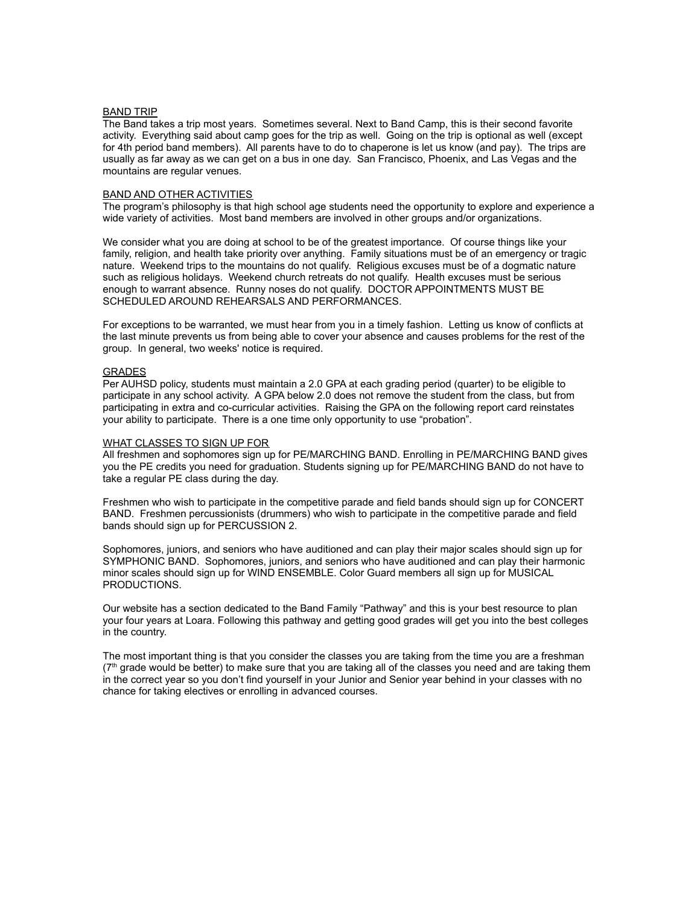## BAND TRIP

The Band takes a trip most years. Sometimes several. Next to Band Camp, this is their second favorite activity. Everything said about camp goes for the trip as well. Going on the trip is optional as well (except for 4th period band members). All parents have to do to chaperone is let us know (and pay). The trips are usually as far away as we can get on a bus in one day. San Francisco, Phoenix, and Las Vegas and the mountains are regular venues.

## BAND AND OTHER ACTIVITIES

The program's philosophy is that high school age students need the opportunity to explore and experience a wide variety of activities. Most band members are involved in other groups and/or organizations.

We consider what you are doing at school to be of the greatest importance. Of course things like your family, religion, and health take priority over anything. Family situations must be of an emergency or tragic nature. Weekend trips to the mountains do not qualify. Religious excuses must be of a dogmatic nature such as religious holidays. Weekend church retreats do not qualify. Health excuses must be serious enough to warrant absence. Runny noses do not qualify. DOCTOR APPOINTMENTS MUST BE SCHEDULED AROUND REHEARSALS AND PERFORMANCES.

For exceptions to be warranted, we must hear from you in a timely fashion. Letting us know of conflicts at the last minute prevents us from being able to cover your absence and causes problems for the rest of the group. In general, two weeks' notice is required.

## GRADES

Per AUHSD policy, students must maintain a 2.0 GPA at each grading period (quarter) to be eligible to participate in any school activity. A GPA below 2.0 does not remove the student from the class, but from participating in extra and co-curricular activities. Raising the GPA on the following report card reinstates your ability to participate. There is a one time only opportunity to use "probation".

## WHAT CLASSES TO SIGN UP FOR

All freshmen and sophomores sign up for PE/MARCHING BAND. Enrolling in PE/MARCHING BAND gives you the PE credits you need for graduation. Students signing up for PE/MARCHING BAND do not have to take a regular PE class during the day.

Freshmen who wish to participate in the competitive parade and field bands should sign up for CONCERT BAND. Freshmen percussionists (drummers) who wish to participate in the competitive parade and field bands should sign up for PERCUSSION 2.

Sophomores, juniors, and seniors who have auditioned and can play their major scales should sign up for SYMPHONIC BAND. Sophomores, juniors, and seniors who have auditioned and can play their harmonic minor scales should sign up for WIND ENSEMBLE. Color Guard members all sign up for MUSICAL PRODUCTIONS.

Our website has a section dedicated to the Band Family "Pathway" and this is your best resource to plan your four years at Loara. Following this pathway and getting good grades will get you into the best colleges in the country.

The most important thing is that you consider the classes you are taking from the time you are a freshman (7th grade would be better) to make sure that you are taking all of the classes you need and are taking them in the correct year so you don't find yourself in your Junior and Senior year behind in your classes with no chance for taking electives or enrolling in advanced courses.